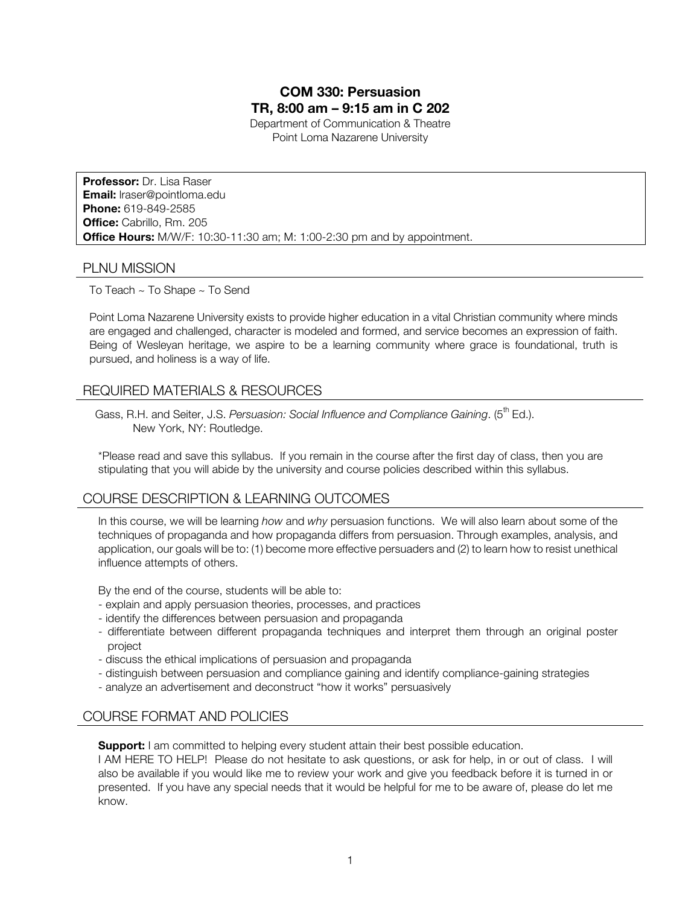# COM 330: Persuasion
## TR, 8:00 am – 9:15 am in C 202

Department of Communication & Theatre
Point Loma Nazarene University

**Professor:** Dr. Lisa Raser
**Email:** lraser@pointloma.edu
**Phone:** 619-849-2585
**Office:** Cabrillo, Rm. 205
**Office Hours:** M/W/F: 10:30-11:30 am; M: 1:00-2:30 pm and by appointment.

## PLNU MISSION

To Teach ~ To Shape ~ To Send

Point Loma Nazarene University exists to provide higher education in a vital Christian community where minds are engaged and challenged, character is modeled and formed, and service becomes an expression of faith. Being of Wesleyan heritage, we aspire to be a learning community where grace is foundational, truth is pursued, and holiness is a way of life.

## REQUIRED MATERIALS & RESOURCES

Gass, R.H. and Seiter, J.S. *Persuasion: Social Influence and Compliance Gaining*. (5th Ed.). New York, NY: Routledge.

*Please read and save this syllabus. If you remain in the course after the first day of class, then you are stipulating that you will abide by the university and course policies described within this syllabus.

## COURSE DESCRIPTION & LEARNING OUTCOMES

In this course, we will be learning *how* and *why* persuasion functions. We will also learn about some of the techniques of propaganda and how propaganda differs from persuasion. Through examples, analysis, and application, our goals will be to: (1) become more effective persuaders and (2) to learn how to resist unethical influence attempts of others.

By the end of the course, students will be able to:

- explain and apply persuasion theories, processes, and practices
- identify the differences between persuasion and propaganda
- differentiate between different propaganda techniques and interpret them through an original poster project
- discuss the ethical implications of persuasion and propaganda
- distinguish between persuasion and compliance gaining and identify compliance-gaining strategies
- analyze an advertisement and deconstruct "how it works" persuasively

## COURSE FORMAT AND POLICIES

**Support:** I am committed to helping every student attain their best possible education.
I AM HERE TO HELP! Please do not hesitate to ask questions, or ask for help, in or out of class. I will also be available if you would like me to review your work and give you feedback before it is turned in or presented. If you have any special needs that it would be helpful for me to be aware of, please do let me know.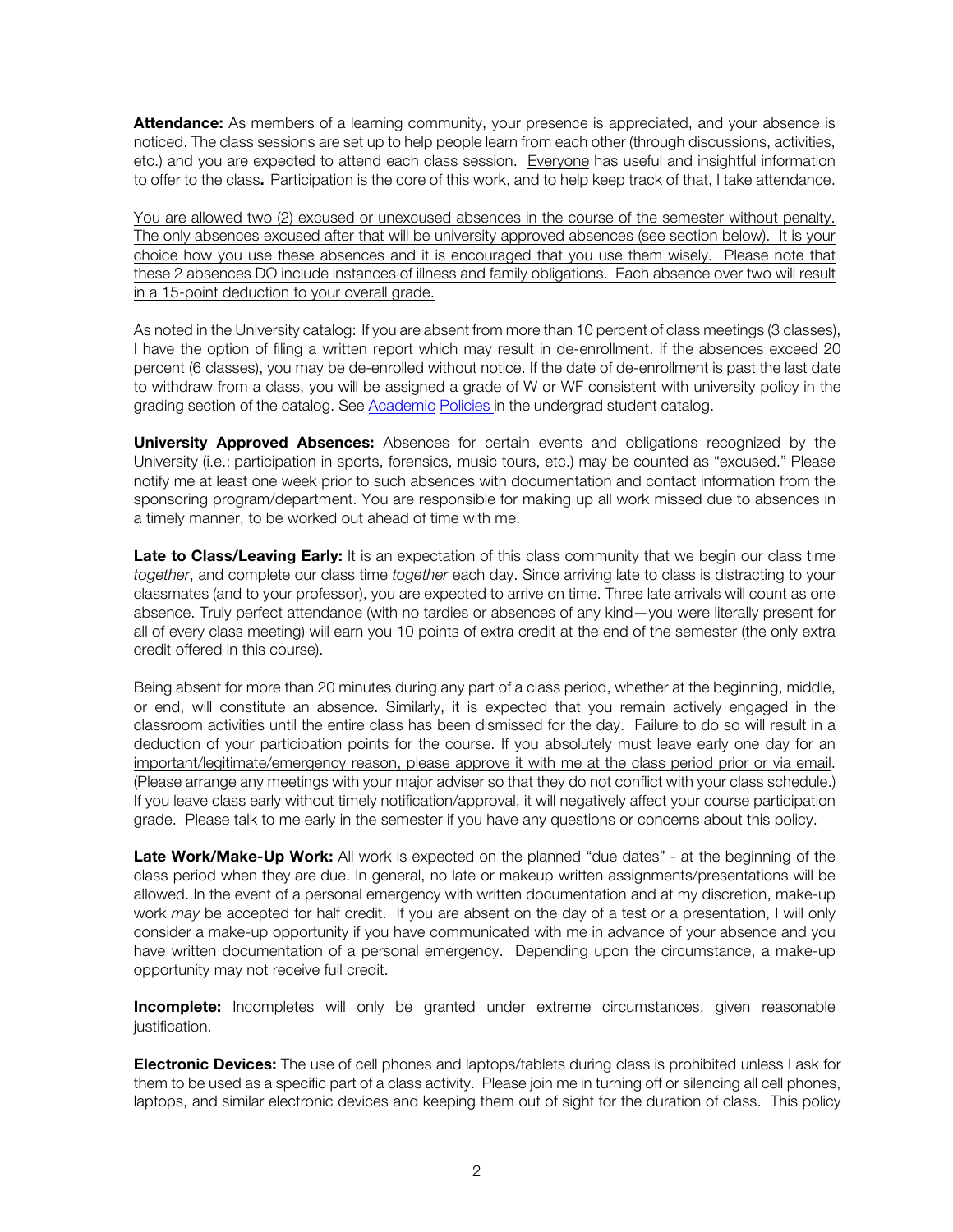**Attendance:** As members of a learning community, your presence is appreciated, and your absence is noticed. The class sessions are set up to help people learn from each other (through discussions, activities, etc.) and you are expected to attend each class session. Everyone has useful and insightful information to offer to the class**.** Participation is the core of this work, and to help keep track of that, I take attendance.

You are allowed two (2) excused or unexcused absences in the course of the semester without penalty. The only absences excused after that will be university approved absences (see section below). It is your choice how you use these absences and it is encouraged that you use them wisely. Please note that these 2 absences DO include instances of illness and family obligations. Each absence over two will result in a 15-point deduction to your overall grade.

As noted in the University catalog: If you are absent from more than 10 percent of class meetings (3 classes), I have the option of filing a written report which may result in de-enrollment. If the absences exceed 20 percent (6 classes), you may be de-enrolled without notice. If the date of de-enrollment is past the last date to withdraw from a class, you will be assigned a grade of W or WF consistent with university policy in the grading section of the catalog. See Academic Policies in the undergrad student catalog.

**University Approved Absences:** Absences for certain events and obligations recognized by the University (i.e.: participation in sports, forensics, music tours, etc.) may be counted as "excused." Please notify me at least one week prior to such absences with documentation and contact information from the sponsoring program/department. You are responsible for making up all work missed due to absences in a timely manner, to be worked out ahead of time with me.

**Late to Class/Leaving Early:** It is an expectation of this class community that we begin our class time *together*, and complete our class time *together* each day. Since arriving late to class is distracting to your classmates (and to your professor), you are expected to arrive on time. Three late arrivals will count as one absence. Truly perfect attendance (with no tardies or absences of any kind—you were literally present for all of every class meeting) will earn you 10 points of extra credit at the end of the semester (the only extra credit offered in this course).

Being absent for more than 20 minutes during any part of a class period, whether at the beginning, middle, or end, will constitute an absence. Similarly, it is expected that you remain actively engaged in the classroom activities until the entire class has been dismissed for the day. Failure to do so will result in a deduction of your participation points for the course. If you absolutely must leave early one day for an important/legitimate/emergency reason, please approve it with me at the class period prior or via email. (Please arrange any meetings with your major adviser so that they do not conflict with your class schedule.) If you leave class early without timely notification/approval, it will negatively affect your course participation grade. Please talk to me early in the semester if you have any questions or concerns about this policy.

**Late Work/Make-Up Work:** All work is expected on the planned "due dates" - at the beginning of the class period when they are due. In general, no late or makeup written assignments/presentations will be allowed. In the event of a personal emergency with written documentation and at my discretion, make-up work *may* be accepted for half credit. If you are absent on the day of a test or a presentation, I will only consider a make-up opportunity if you have communicated with me in advance of your absence and you have written documentation of a personal emergency. Depending upon the circumstance, a make-up opportunity may not receive full credit.

**Incomplete:** Incompletes will only be granted under extreme circumstances, given reasonable justification.

**Electronic Devices:** The use of cell phones and laptops/tablets during class is prohibited unless I ask for them to be used as a specific part of a class activity. Please join me in turning off or silencing all cell phones, laptops, and similar electronic devices and keeping them out of sight for the duration of class. This policy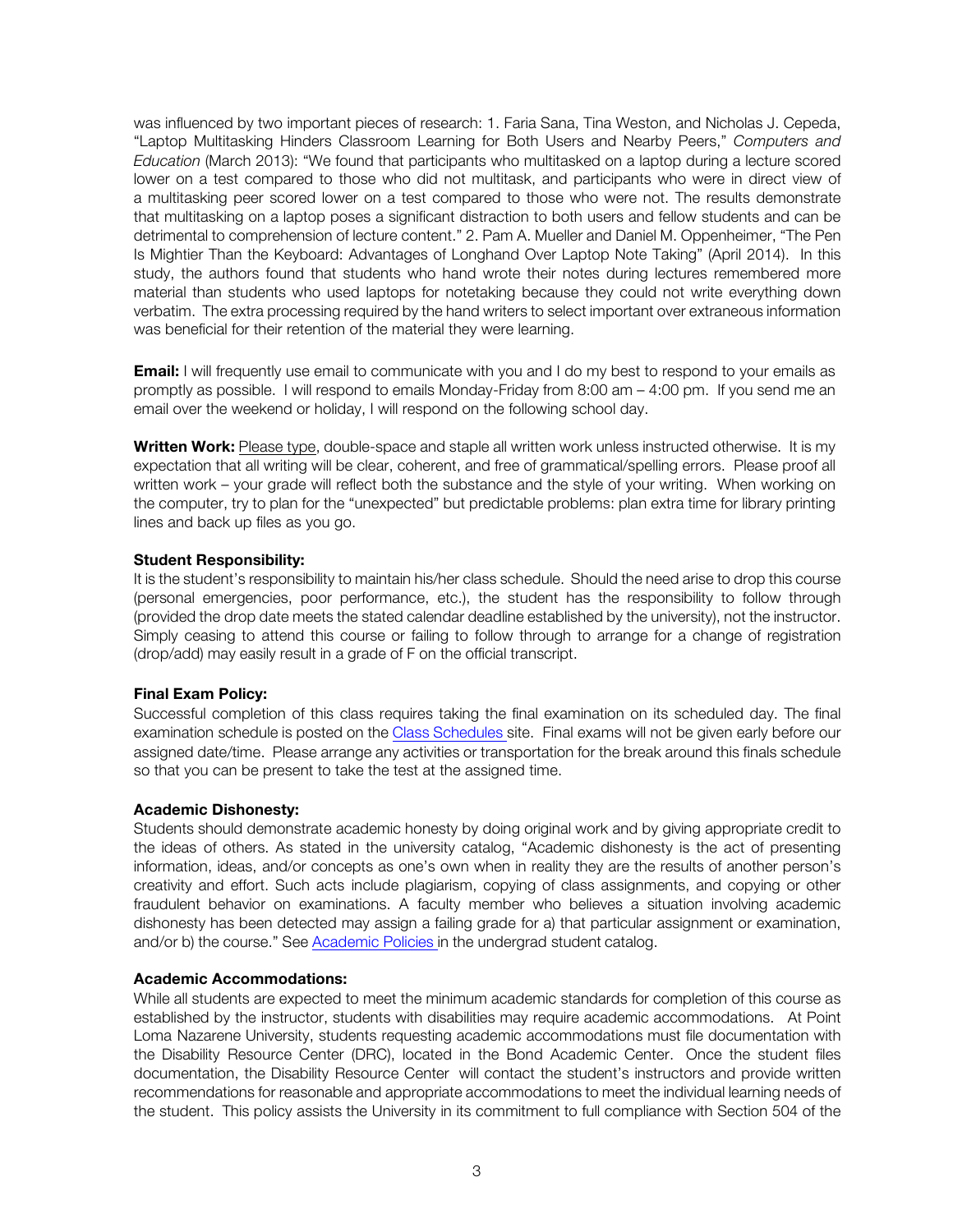was influenced by two important pieces of research: 1. Faria Sana, Tina Weston, and Nicholas J. Cepeda, "Laptop Multitasking Hinders Classroom Learning for Both Users and Nearby Peers," *Computers and Education* (March 2013): "We found that participants who multitasked on a laptop during a lecture scored lower on a test compared to those who did not multitask, and participants who were in direct view of a multitasking peer scored lower on a test compared to those who were not. The results demonstrate that multitasking on a laptop poses a significant distraction to both users and fellow students and can be detrimental to comprehension of lecture content." 2. Pam A. Mueller and Daniel M. Oppenheimer, "The Pen Is Mightier Than the Keyboard: Advantages of Longhand Over Laptop Note Taking" (April 2014). In this study, the authors found that students who hand wrote their notes during lectures remembered more material than students who used laptops for notetaking because they could not write everything down verbatim. The extra processing required by the hand writers to select important over extraneous information was beneficial for their retention of the material they were learning.

**Email:** I will frequently use email to communicate with you and I do my best to respond to your emails as promptly as possible. I will respond to emails Monday-Friday from 8:00 am – 4:00 pm. If you send me an email over the weekend or holiday, I will respond on the following school day.

**Written Work:** Please type, double-space and staple all written work unless instructed otherwise. It is my expectation that all writing will be clear, coherent, and free of grammatical/spelling errors. Please proof all written work – your grade will reflect both the substance and the style of your writing. When working on the computer, try to plan for the "unexpected" but predictable problems: plan extra time for library printing lines and back up files as you go.

**Student Responsibility:**

It is the student's responsibility to maintain his/her class schedule. Should the need arise to drop this course (personal emergencies, poor performance, etc.), the student has the responsibility to follow through (provided the drop date meets the stated calendar deadline established by the university), not the instructor. Simply ceasing to attend this course or failing to follow through to arrange for a change of registration (drop/add) may easily result in a grade of F on the official transcript.

**Final Exam Policy:**

Successful completion of this class requires taking the final examination on its scheduled day. The final examination schedule is posted on the Class Schedules site. Final exams will not be given early before our assigned date/time. Please arrange any activities or transportation for the break around this finals schedule so that you can be present to take the test at the assigned time.

**Academic Dishonesty:**

Students should demonstrate academic honesty by doing original work and by giving appropriate credit to the ideas of others. As stated in the university catalog, "Academic dishonesty is the act of presenting information, ideas, and/or concepts as one's own when in reality they are the results of another person's creativity and effort. Such acts include plagiarism, copying of class assignments, and copying or other fraudulent behavior on examinations. A faculty member who believes a situation involving academic dishonesty has been detected may assign a failing grade for a) that particular assignment or examination, and/or b) the course." See Academic Policies in the undergrad student catalog.

**Academic Accommodations:**

While all students are expected to meet the minimum academic standards for completion of this course as established by the instructor, students with disabilities may require academic accommodations. At Point Loma Nazarene University, students requesting academic accommodations must file documentation with the Disability Resource Center (DRC), located in the Bond Academic Center. Once the student files documentation, the Disability Resource Center will contact the student's instructors and provide written recommendations for reasonable and appropriate accommodations to meet the individual learning needs of the student. This policy assists the University in its commitment to full compliance with Section 504 of the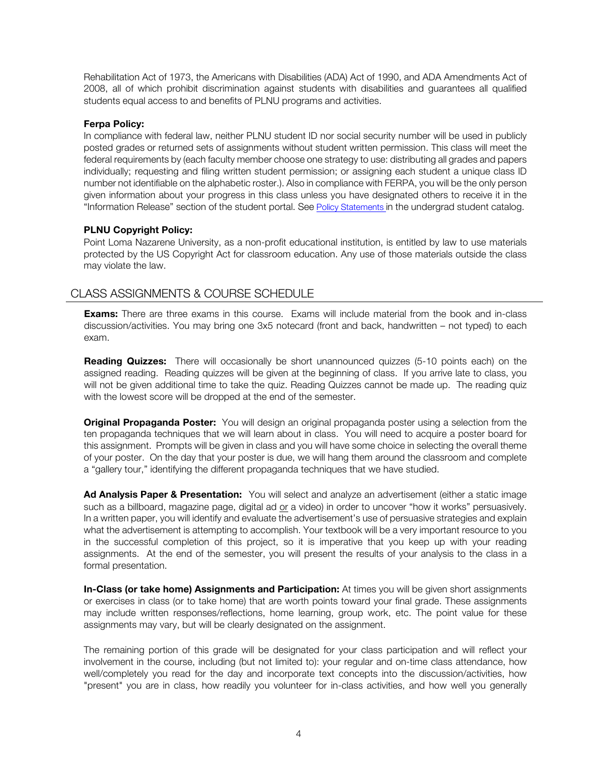Rehabilitation Act of 1973, the Americans with Disabilities (ADA) Act of 1990, and ADA Amendments Act of 2008, all of which prohibit discrimination against students with disabilities and guarantees all qualified students equal access to and benefits of PLNU programs and activities.

**Ferpa Policy:**
In compliance with federal law, neither PLNU student ID nor social security number will be used in publicly posted grades or returned sets of assignments without student written permission. This class will meet the federal requirements by (each faculty member choose one strategy to use: distributing all grades and papers individually; requesting and filing written student permission; or assigning each student a unique class ID number not identifiable on the alphabetic roster.). Also in compliance with FERPA, you will be the only person given information about your progress in this class unless you have designated others to receive it in the "Information Release" section of the student portal. See Policy Statements in the undergrad student catalog.

**PLNU Copyright Policy:**
Point Loma Nazarene University, as a non-profit educational institution, is entitled by law to use materials protected by the US Copyright Act for classroom education. Any use of those materials outside the class may violate the law.

## CLASS ASSIGNMENTS & COURSE SCHEDULE

**Exams:** There are three exams in this course. Exams will include material from the book and in-class discussion/activities. You may bring one 3x5 notecard (front and back, handwritten – not typed) to each exam.

**Reading Quizzes:** There will occasionally be short unannounced quizzes (5-10 points each) on the assigned reading. Reading quizzes will be given at the beginning of class. If you arrive late to class, you will not be given additional time to take the quiz. Reading Quizzes cannot be made up. The reading quiz with the lowest score will be dropped at the end of the semester.

**Original Propaganda Poster:** You will design an original propaganda poster using a selection from the ten propaganda techniques that we will learn about in class. You will need to acquire a poster board for this assignment. Prompts will be given in class and you will have some choice in selecting the overall theme of your poster. On the day that your poster is due, we will hang them around the classroom and complete a "gallery tour," identifying the different propaganda techniques that we have studied.

**Ad Analysis Paper & Presentation:** You will select and analyze an advertisement (either a static image such as a billboard, magazine page, digital ad or a video) in order to uncover "how it works" persuasively. In a written paper, you will identify and evaluate the advertisement's use of persuasive strategies and explain what the advertisement is attempting to accomplish. Your textbook will be a very important resource to you in the successful completion of this project, so it is imperative that you keep up with your reading assignments. At the end of the semester, you will present the results of your analysis to the class in a formal presentation.

**In-Class (or take home) Assignments and Participation:** At times you will be given short assignments or exercises in class (or to take home) that are worth points toward your final grade. These assignments may include written responses/reflections, home learning, group work, etc. The point value for these assignments may vary, but will be clearly designated on the assignment.

The remaining portion of this grade will be designated for your class participation and will reflect your involvement in the course, including (but not limited to): your regular and on-time class attendance, how well/completely you read for the day and incorporate text concepts into the discussion/activities, how "present" you are in class, how readily you volunteer for in-class activities, and how well you generally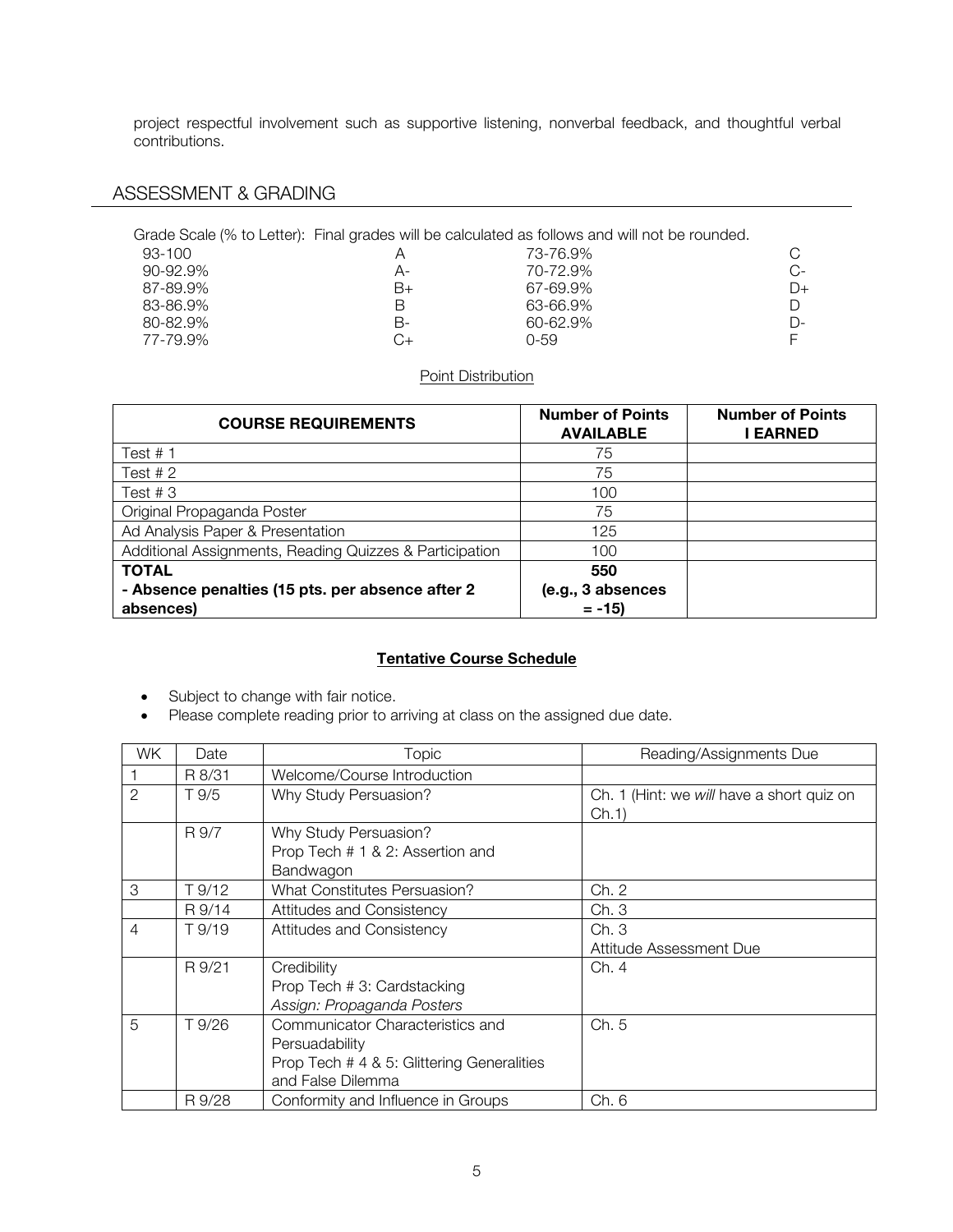project respectful involvement such as supportive listening, nonverbal feedback, and thoughtful verbal contributions.

## ASSESSMENT & GRADING

Grade Scale (% to Letter): Final grades will be calculated as follows and will not be rounded.

| | | | |
|---|---|---|---|
| 93-100 | A | 73-76.9% | C |
| 90-92.9% | A- | 70-72.9% | C- |
| 87-89.9% | B+ | 67-69.9% | D+ |
| 83-86.9% | B | 63-66.9% | D |
| 80-82.9% | B- | 60-62.9% | D- |
| 77-79.9% | C+ | 0-59 | F |

Point Distribution

| **COURSE REQUIREMENTS** | **Number of Points AVAILABLE** | **Number of Points I EARNED** |
|---|---|---|
| Test # 1 | 75 | |
| Test # 2 | 75 | |
| Test # 3 | 100 | |
| Original Propaganda Poster | 75 | |
| Ad Analysis Paper & Presentation | 125 | |
| Additional Assignments, Reading Quizzes & Participation | 100 | |
| **TOTAL** **- Absence penalties (15 pts. per absence after 2 absences)** | **550** **(e.g., 3 absences = -15)** | |

**Tentative Course Schedule**

- Subject to change with fair notice.
- Please complete reading prior to arriving at class on the assigned due date.

| WK | Date | Topic | Reading/Assignments Due |
|---|---|---|---|
| 1 | R 8/31 | Welcome/Course Introduction | |
| 2 | T 9/5 | Why Study Persuasion? | Ch. 1 (Hint: we *will* have a short quiz on Ch.1) |
| | R 9/7 | Why Study Persuasion? Prop Tech # 1 & 2: Assertion and Bandwagon | |
| 3 | T 9/12 | What Constitutes Persuasion? | Ch. 2 |
| | R 9/14 | Attitudes and Consistency | Ch. 3 |
| 4 | T 9/19 | Attitudes and Consistency | Ch. 3 Attitude Assessment Due |
| | R 9/21 | Credibility Prop Tech # 3: Cardstacking *Assign: Propaganda Posters* | Ch. 4 |
| 5 | T 9/26 | Communicator Characteristics and Persuadability Prop Tech # 4 & 5: Glittering Generalities and False Dilemma | Ch. 5 |
| | R 9/28 | Conformity and Influence in Groups | Ch. 6 |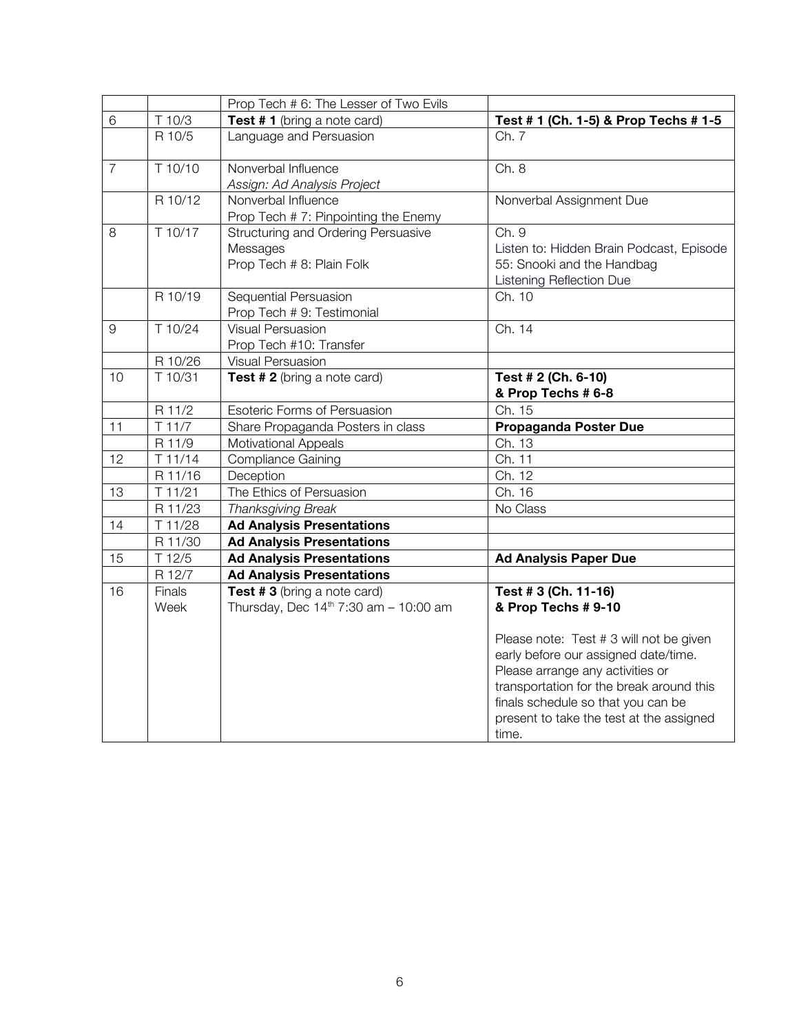| | | | |
|---|---|---|---|
| | | Prop Tech # 6: The Lesser of Two Evils | |
| 6 | T 10/3 | **Test # 1** (bring a note card) | **Test # 1 (Ch. 1-5) & Prop Techs # 1-5** |
| | R 10/5 | Language and Persuasion | Ch. 7 |
| 7 | T 10/10 | Nonverbal Influence<br>*Assign: Ad Analysis Project* | Ch. 8 |
| | R 10/12 | Nonverbal Influence<br>Prop Tech # 7: Pinpointing the Enemy | Nonverbal Assignment Due |
| 8 | T 10/17 | Structuring and Ordering Persuasive Messages<br>Prop Tech # 8: Plain Folk | Ch. 9<br>Listen to: Hidden Brain Podcast, Episode 55: Snooki and the Handbag<br>Listening Reflection Due |
| | R 10/19 | Sequential Persuasion<br>Prop Tech # 9: Testimonial | Ch. 10 |
| 9 | T 10/24 | Visual Persuasion<br>Prop Tech #10: Transfer | Ch. 14 |
| | R 10/26 | Visual Persuasion | |
| 10 | T 10/31 | **Test # 2** (bring a note card) | **Test # 2 (Ch. 6-10) & Prop Techs # 6-8** |
| | R 11/2 | Esoteric Forms of Persuasion | Ch. 15 |
| 11 | T 11/7 | Share Propaganda Posters in class | **Propaganda Poster Due** |
| | R 11/9 | Motivational Appeals | Ch. 13 |
| 12 | T 11/14 | Compliance Gaining | Ch. 11 |
| | R 11/16 | Deception | Ch. 12 |
| 13 | T 11/21 | The Ethics of Persuasion | Ch. 16 |
| | R 11/23 | *Thanksgiving Break* | No Class |
| 14 | T 11/28 | **Ad Analysis Presentations** | |
| | R 11/30 | **Ad Analysis Presentations** | |
| 15 | T 12/5 | **Ad Analysis Presentations** | **Ad Analysis Paper Due** |
| | R 12/7 | **Ad Analysis Presentations** | |
| 16 | Finals Week | **Test # 3** (bring a note card)<br>Thursday, Dec 14th 7:30 am – 10:00 am | **Test # 3 (Ch. 11-16) & Prop Techs # 9-10**<br><br>Please note: Test # 3 will not be given early before our assigned date/time. Please arrange any activities or transportation for the break around this finals schedule so that you can be present to take the test at the assigned time. |